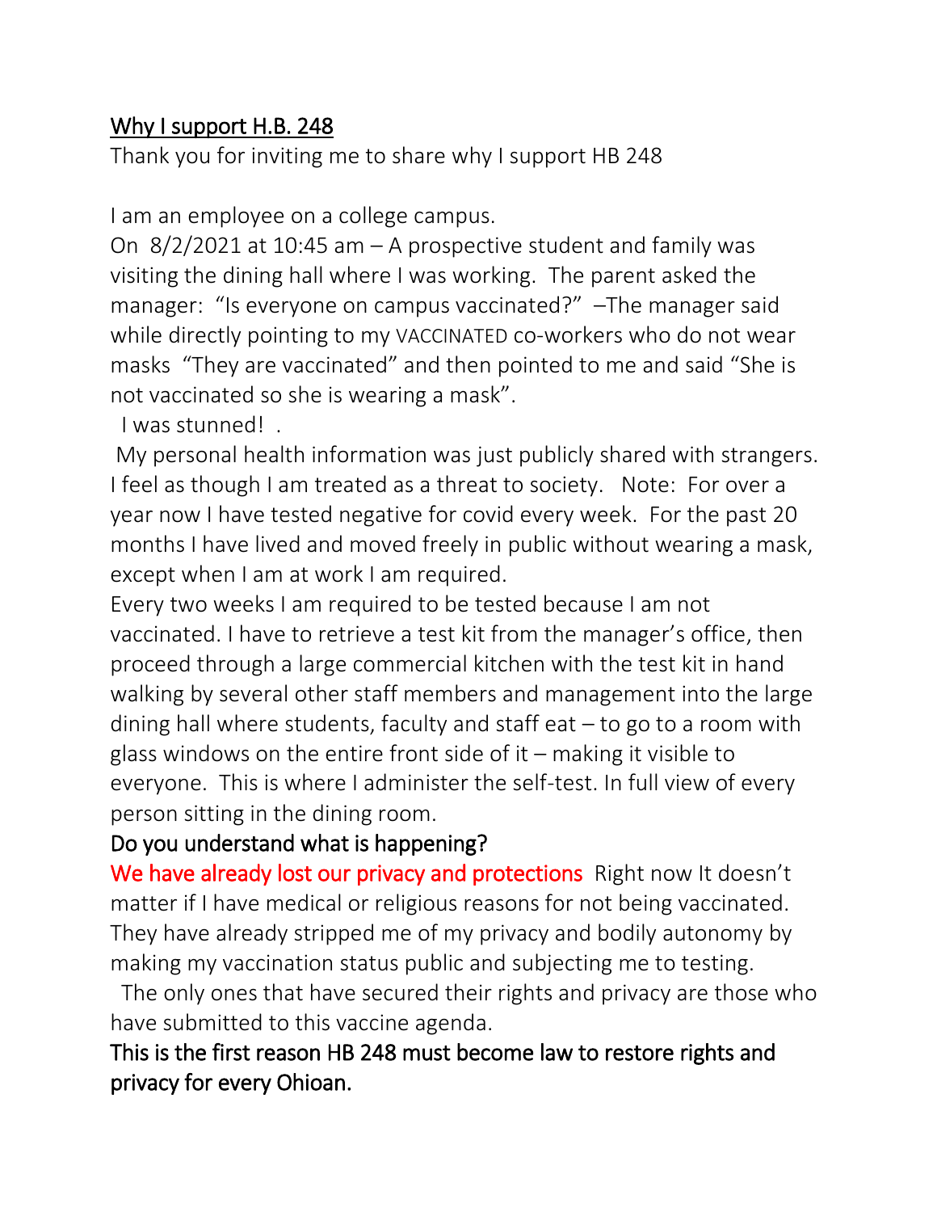# Why I support H.B. 248

Thank you for inviting me to share why I support HB 248

I am an employee on a college campus.

On 8/2/2021 at 10:45 am – A prospective student and family was visiting the dining hall where I was working. The parent asked the manager: "Is everyone on campus vaccinated?" –The manager said while directly pointing to my VACCINATED co-workers who do not wear masks "They are vaccinated" and then pointed to me and said "She is not vaccinated so she is wearing a mask".

I was stunned! .

My personal health information was just publicly shared with strangers. I feel as though I am treated as a threat to society. Note: For over a year now I have tested negative for covid every week. For the past 20 months I have lived and moved freely in public without wearing a mask, except when I am at work I am required.

Every two weeks I am required to be tested because I am not vaccinated. I have to retrieve a test kit from the manager's office, then proceed through a large commercial kitchen with the test kit in hand walking by several other staff members and management into the large dining hall where students, faculty and staff eat – to go to a room with glass windows on the entire front side of it – making it visible to everyone. This is where I administer the self-test. In full view of every person sitting in the dining room.

**Do you understand what is happening?**

**We have already lost our privacy and protections** Right now It doesn't matter if I have medical or religious reasons for not being vaccinated. They have already stripped me of my privacy and bodily autonomy by making my vaccination status public and subjecting me to testing.

The only ones that have secured their rights and privacy are those who have submitted to this vaccine agenda.

**This is the first reason HB 248 must become law to restore rights and privacy for every Ohioan.**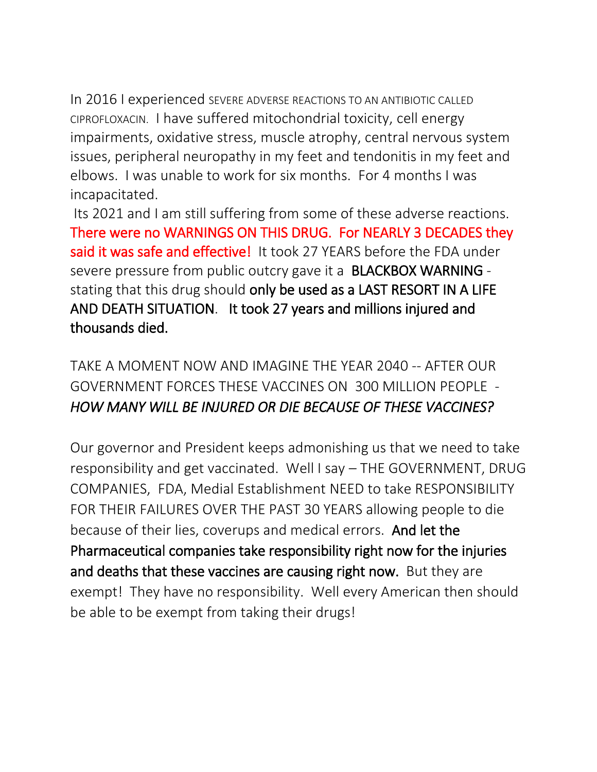In 2016 I experienced SEVERE ADVERSE REACTIONS TO AN ANTIBIOTIC CALLED CIPROFLOXACIN. I have suffered mitochondrial toxicity, cell energy impairments, oxidative stress, muscle atrophy, central nervous system issues, peripheral neuropathy in my feet and tendonitis in my feet and elbows. I was unable to work for six months. For 4 months I was incapacitated.

Its 2021 and I am still suffering from some of these adverse reactions. There were no WARNINGS ON THIS DRUG. For NEARLY 3 DECADES they said it was safe and effective! It took 27 YEARS before the FDA under severe pressure from public outcry gave it a BLACKBOX WARNING - stating that this drug should **only be used as a LAST RESORT IN A LIFE AND DEATH SITUATION**. **It took 27 years and millions injured and thousands died.**

TAKE A MOMENT NOW AND IMAGINE THE YEAR 2040 -- AFTER OUR GOVERNMENT FORCES THESE VACCINES ON 300 MILLION PEOPLE - *HOW MANY WILL BE INJURED OR DIE BECAUSE OF THESE VACCINES?*

Our governor and President keeps admonishing us that we need to take responsibility and get vaccinated. Well I say – THE GOVERNMENT, DRUG COMPANIES, FDA, Medial Establishment NEED to take RESPONSIBILITY FOR THEIR FAILURES OVER THE PAST 30 YEARS allowing people to die because of their lies, coverups and medical errors. **And let the Pharmaceutical companies take responsibility right now for the injuries and deaths that these vaccines are causing right now.** But they are exempt! They have no responsibility. Well every American then should be able to be exempt from taking their drugs!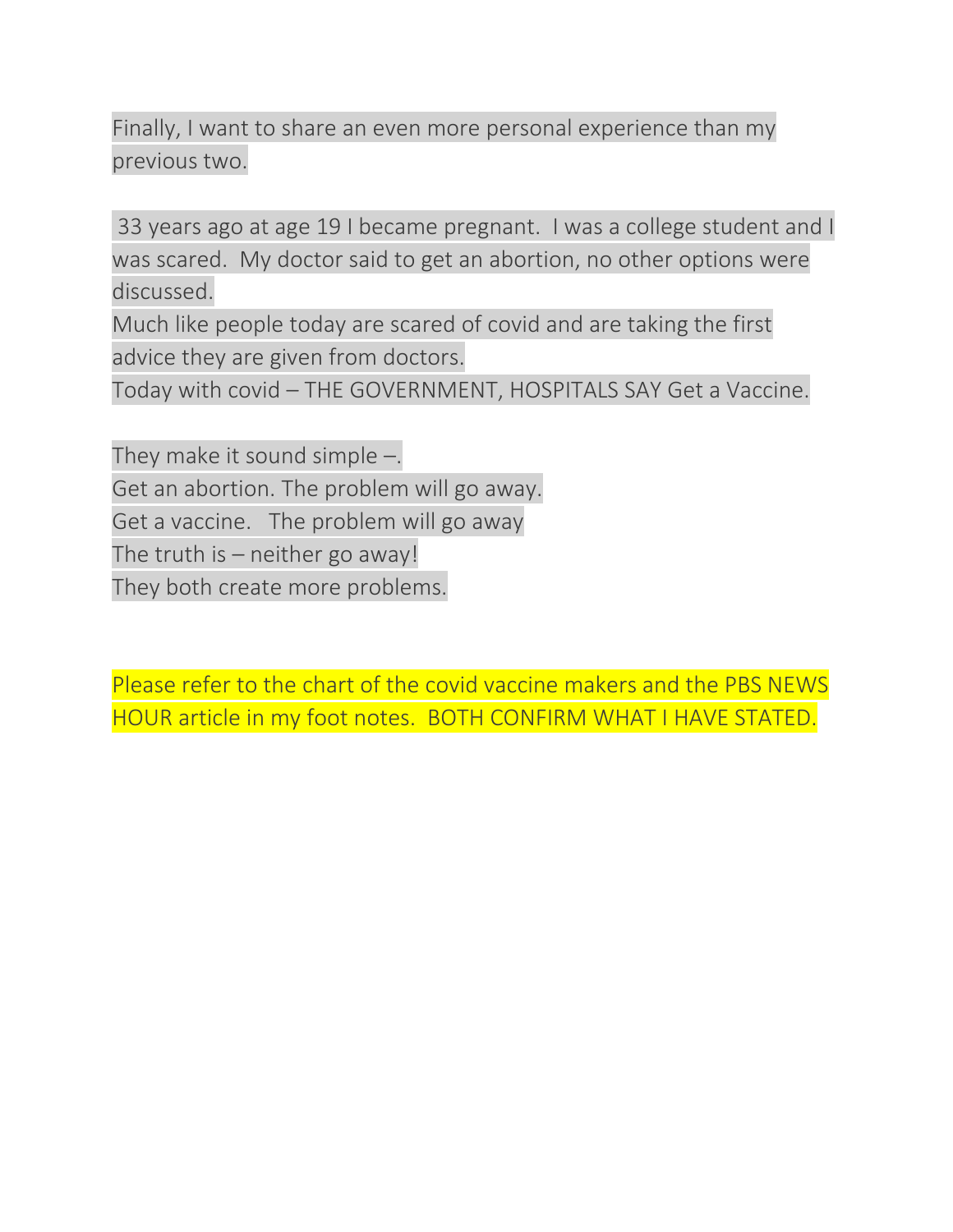Finally, I want to share an even more personal experience than my previous two.

33 years ago at age 19 I became pregnant. I was a college student and I was scared. My doctor said to get an abortion, no other options were discussed.

Much like people today are scared of covid and are taking the first advice they are given from doctors.

Today with covid – THE GOVERNMENT, HOSPITALS SAY Get a Vaccine.

They make it sound simple –.

Get an abortion. The problem will go away.

Get a vaccine. The problem will go away

The truth is – neither go away!

They both create more problems.

Please refer to the chart of the covid vaccine makers and the PBS NEWS HOUR article in my foot notes. BOTH CONFIRM WHAT I HAVE STATED.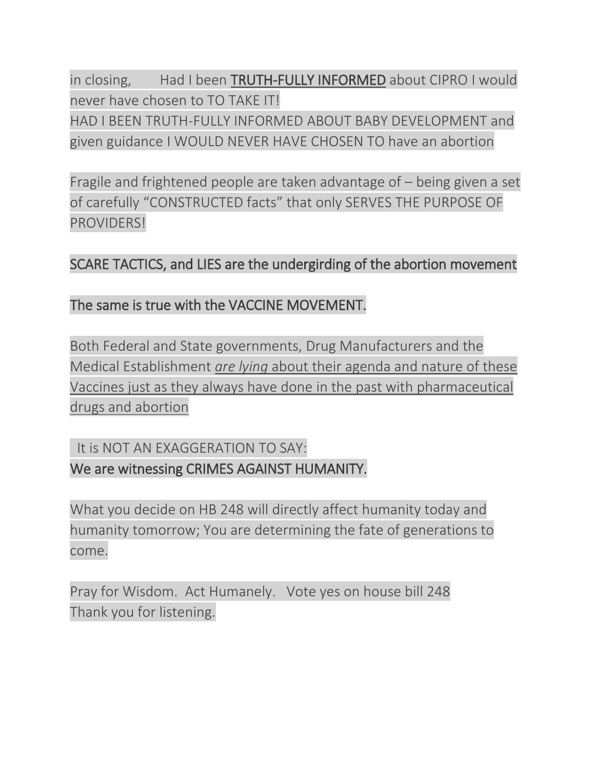in closing, Had I been <u>TRUTH-FULLY INFORMED</u> about CIPRO I would never have chosen to TO TAKE IT!
HAD I BEEN TRUTH-FULLY INFORMED ABOUT BABY DEVELOPMENT and given guidance I WOULD NEVER HAVE CHOSEN TO have an abortion

Fragile and frightened people are taken advantage of – being given a set of carefully "CONSTRUCTED facts" that only SERVES THE PURPOSE OF PROVIDERS!

SCARE TACTICS, and LIES are the undergirding of the abortion movement

The same is true with the VACCINE MOVEMENT.

Both Federal and State governments, Drug Manufacturers and the Medical Establishment <u>*are lying* about their agenda and nature of these Vaccines just as they always have done in the past with pharmaceutical drugs and abortion</u>

It is NOT AN EXAGGERATION TO SAY:
We are witnessing CRIMES AGAINST HUMANITY.

What you decide on HB 248 will directly affect humanity today and humanity tomorrow; You are determining the fate of generations to come.

Pray for Wisdom. Act Humanely. Vote yes on house bill 248
Thank you for listening.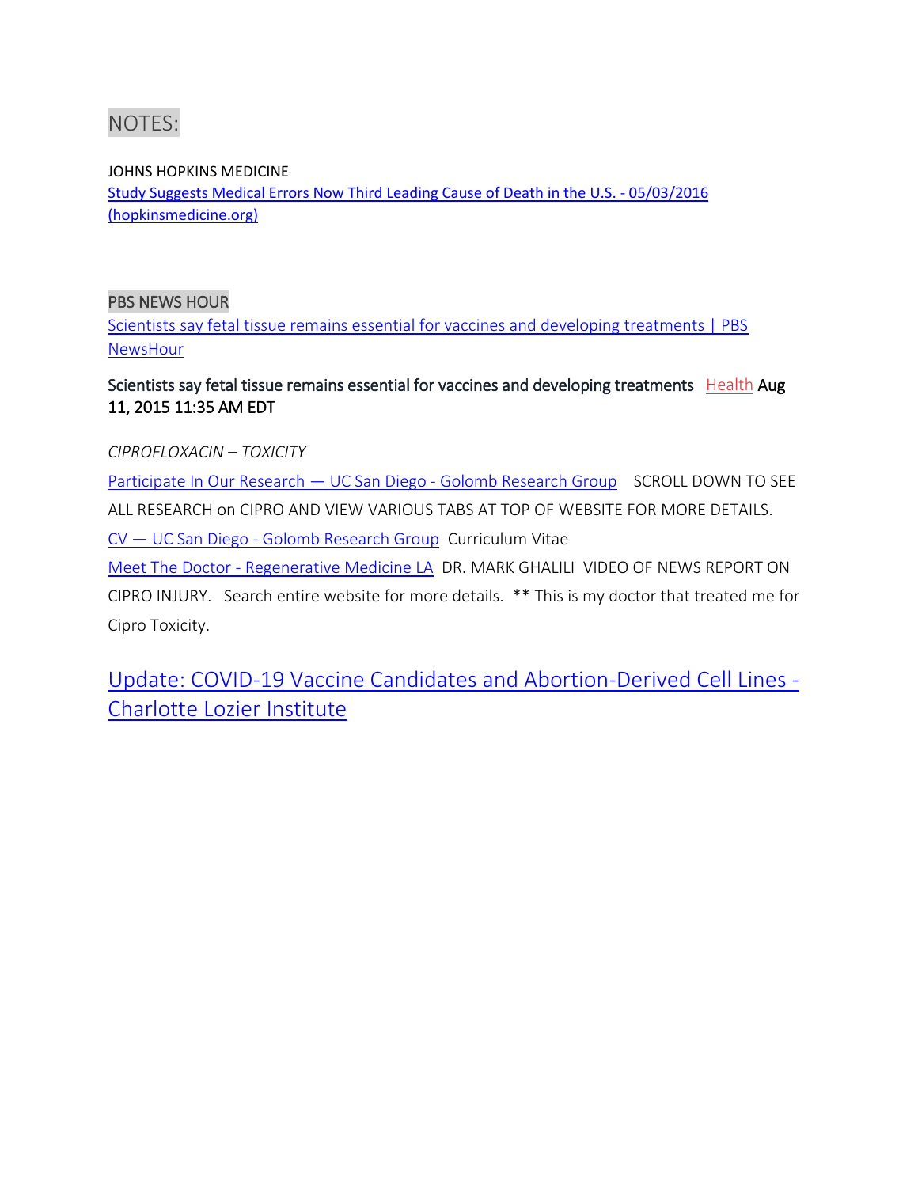# NOTES:

JOHNS HOPKINS MEDICINE

[Study Suggests Medical Errors Now Third Leading Cause of Death in the U.S. - 05/03/2016 (hopkinsmedicine.org)]

PBS NEWS HOUR

[Scientists say fetal tissue remains essential for vaccines and developing treatments | PBS NewsHour]

Scientists say fetal tissue remains essential for vaccines and developing treatments Health Aug 11, 2015 11:35 AM EDT

*CIPROFLOXACIN – TOXICITY*

[Participate In Our Research — UC San Diego - Golomb Research Group] SCROLL DOWN TO SEE ALL RESEARCH on CIPRO AND VIEW VARIOUS TABS AT TOP OF WEBSITE FOR MORE DETAILS.

[CV — UC San Diego - Golomb Research Group] Curriculum Vitae

[Meet The Doctor - Regenerative Medicine LA] DR. MARK GHALILI VIDEO OF NEWS REPORT ON CIPRO INJURY. Search entire website for more details. ** This is my doctor that treated me for Cipro Toxicity.

[Update: COVID-19 Vaccine Candidates and Abortion-Derived Cell Lines - Charlotte Lozier Institute]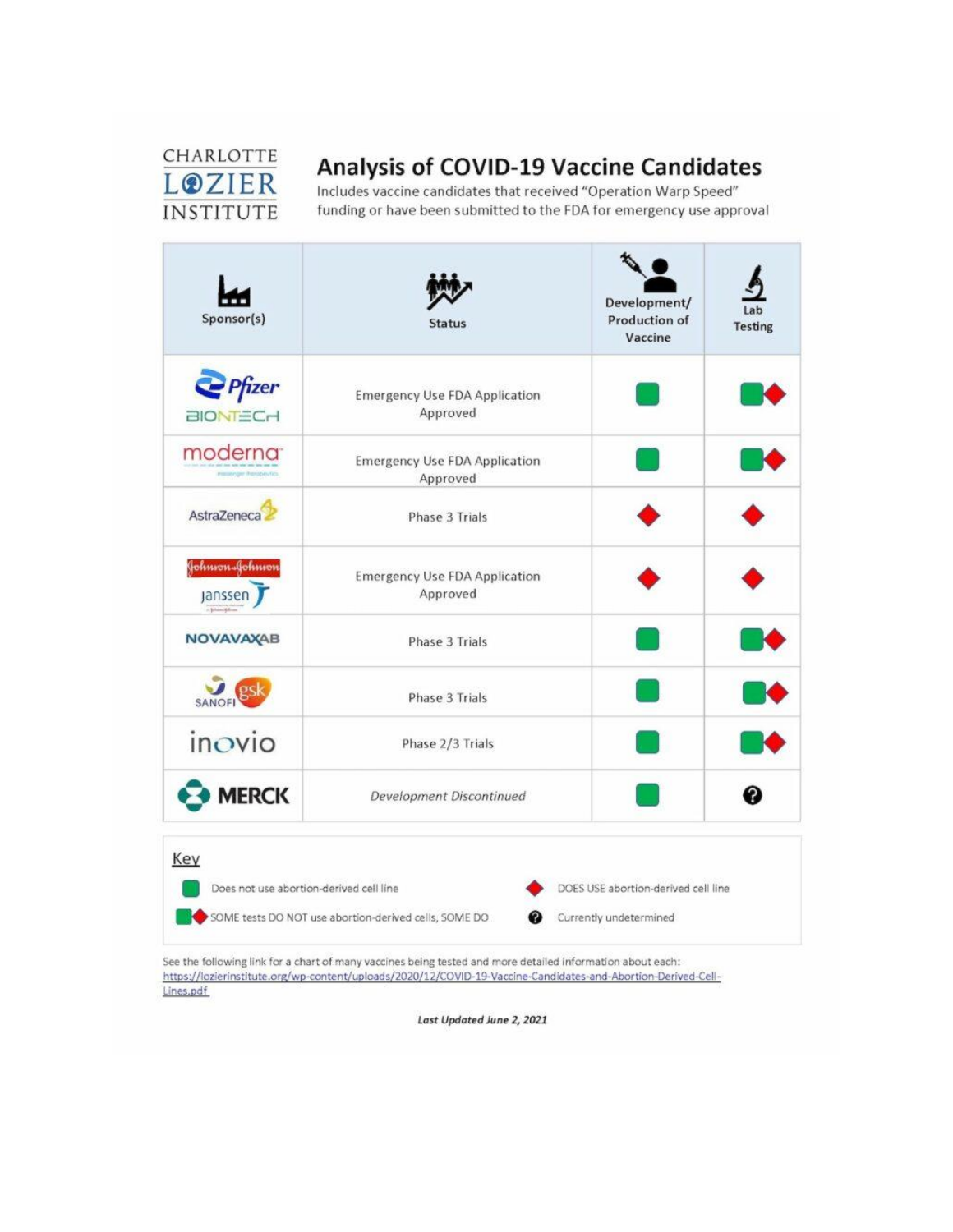CHARLOTTE LOZIER INSTITUTE

# Analysis of COVID-19 Vaccine Candidates

Includes vaccine candidates that received "Operation Warp Speed" funding or have been submitted to the FDA for emergency use approval

| Sponsor(s) | Status | Development/ Production of Vaccine | Lab Testing |
|---|---|---|---|
| Pfizer BIONTECH | Emergency Use FDA Application Approved | Does not use abortion-derived cell line | SOME tests DO NOT use abortion-derived cells, SOME DO |
| moderna | Emergency Use FDA Application Approved | Does not use abortion-derived cell line | SOME tests DO NOT use abortion-derived cells, SOME DO |
| AstraZeneca | Phase 3 Trials | DOES USE abortion-derived cell line | DOES USE abortion-derived cell line |
| Johnson & Johnson Janssen | Emergency Use FDA Application Approved | DOES USE abortion-derived cell line | DOES USE abortion-derived cell line |
| NOVAVAX AB | Phase 3 Trials | Does not use abortion-derived cell line | SOME tests DO NOT use abortion-derived cells, SOME DO |
| SANOFI gsk | Phase 3 Trials | Does not use abortion-derived cell line | SOME tests DO NOT use abortion-derived cells, SOME DO |
| inovio | Phase 2/3 Trials | Does not use abortion-derived cell line | SOME tests DO NOT use abortion-derived cells, SOME DO |
| MERCK | *Development Discontinued* | Does not use abortion-derived cell line | Currently undetermined |

Key

- Does not use abortion-derived cell line
- DOES USE abortion-derived cell line
- SOME tests DO NOT use abortion-derived cells, SOME DO
- Currently undetermined

See the following link for a chart of many vaccines being tested and more detailed information about each: https://lozierinstitute.org/wp-content/uploads/2020/12/COVID-19-Vaccine-Candidates-and-Abortion-Derived-Cell-Lines.pdf

*Last Updated June 2, 2021*